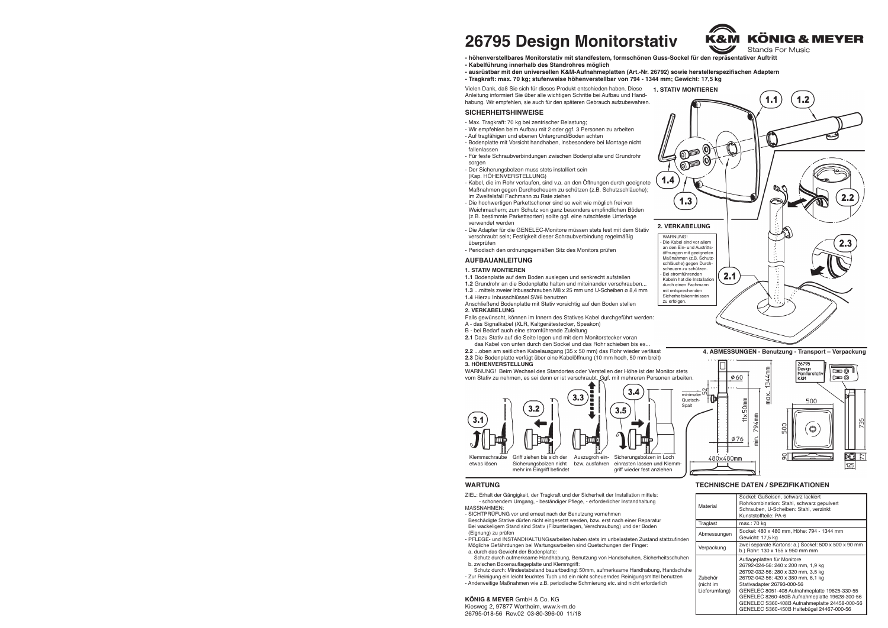# 26795 Design Monitorstativ

K&M KÖNIG & MEYER
Stands For Music

- **höhenverstellbares Monitorstativ mit standfestem, formschönen Guss-Sockel für den repräsentativer Auftritt**
- **Kabelführung innerhalb des Standrohres möglich**
- **ausrüstbar mit den universellen K&M-Aufnahmeplatten (Art.-Nr. 26792) sowie herstellerspezifischen Adaptern**
- **Tragkraft: max. 70 kg; stufenweise höhenverstellbar von 794 - 1344 mm; Gewicht: 17,5 kg**

Vielen Dank, daß Sie sich für dieses Produkt entschieden haben. Diese Anleitung informiert Sie über alle wichtigen Schritte bei Aufbau und Handhabung. Wir empfehlen, sie auch für den späteren Gebrauch aufzubewahren.

## SICHERHEITSHINWEISE

- Max. Tragkraft: 70 kg bei zentrischer Belastung;
- Wir empfehlen beim Aufbau mit 2 oder ggf. 3 Personen zu arbeiten
- Auf tragfähigen und ebenen Untergrund/Boden achten
- Bodenplatte mit Vorsicht handhaben, insbesondere bei Montage nicht fallenlassen
- Für feste Schraubverbindungen zwischen Bodenplatte und Grundrohr sorgen
- Der Sicherungsbolzen muss stets installiert sein (Kap. HÖHENVERSTELLUNG)
- Kabel, die im Rohr verlaufen, sind v.a. an den Öffnungen durch geeignete Maßnahmen gegen Durchscheuern zu schützen (z.B. Schutzschläuche); im Zweifelsfall Fachmann zu Rate ziehen
- Die hochwertigen Parkettschoner sind so weit wie möglich frei von Weichmachern; zum Schutz von ganz besonders empfindlichen Böden (z.B. bestimmte Parkettsorten) sollte ggf. eine rutschfeste Unterlage verwendet werden
- Die Adapter für die GENELEC-Monitore müssen stets fest mit dem Stativ verschraubt sein; Festigkeit dieser Schraubverbindung regelmäßig überprüfen
- Periodisch den ordnungsgemäßen Sitz des Monitors prüfen

## AUFBAUANLEITUNG

### 1. STATIV MONTIEREN

**1.1** Bodenplatte auf dem Boden auslegen und senkrecht aufstellen
**1.2** Grundrohr an die Bodenplatte halten und miteinander verschrauben...
**1.3** ...mittels zweier Inbusschrauben M8 x 25 mm und U-Scheiben ø 8,4 mm
**1.4** Hierzu Inbusschlüssel SW6 benutzen
Anschließend Bodenplatte mit Stativ vorsichtig auf den Boden stellen

### 2. VERKABELUNG

Falls gewünscht, können im Innern des Stativs Kabel durchgeführt werden:
A - das Signalkabel (XLR, Kaltgerätestecker, Speakon)
B - bei Bedarf auch eine stromführende Zuleitung
**2.1** Dazu Stativ auf die Seite legen und mit dem Monitorstecker voran das Kabel von unten durch den Sockel und das Rohr schieben bis es...
**2.2** ...oben am seitlichen Kabelausgang (35 x 50 mm) das Rohr wieder verlässt
**2.3** Die Bodenplatte verfügt über eine Kabelöffnung (10 mm hoch, 50 mm breit)

WARNUNG!
- Die Kabel sind vor allem an den Ein- und Austrittsöffnungen mit geeigneten Maßnahmen (z.B. Schutzschläuche) gegen Durchscheuern zu schützen.
- Bei stromführenden Kabeln hat die Installation durch einen Fachmann mit entsprechenden Sicherheitskenntnissen zu erfolgen.

### 3. HÖHENVERSTELLUNG

WARNUNG! Beim Wechsel des Standortes oder Verstellen der Höhe ist der Monitor stets vom Stativ zu nehmen, es sei denn er ist verschraubt. Ggf. mit mehreren Personen arbeiten.

3.1 Klemmschraube etwas lösen
3.2 Griff ziehen bis sich der Sicherungsbolzen nicht mehr im Eingriff befindet
3.3 Auszugrohr ein- bzw. ausfahren
3.4 / 3.5 Sicherungsbolzen in Loch einrasten lassen und Klemmgriff wieder fest anziehen

### 4. ABMESSUNGEN - Benutzung - Transport – Verpackung

minimaler Quetsch-Spalt 52; ø 60; ø 76; 11x50mm; max. 1344mm; min. 794mm; 480x480mm; 500; 500; 90; 735; 77; 125

## WARTUNG

ZIEL: Erhalt der Gängigkeit, der Tragkraft und der Sicherheit der Installation mittels:
- schonendem Umgang, - beständiger Pflege, - erforderlicher Instandhaltung

MASSNAHMEN:
- SICHTPRÜFUNG vor und erneut nach der Benutzung vornehmen
  Beschädigte Stative dürfen nicht eingesetzt werden, bzw. erst nach einer Reparatur
  Bei wackeligem Stand sind Stativ (Filzunterlagen, Verschraubung) und der Boden (Eignung) zu prüfen
- PFLEGE- und INSTANDHALTUNGsarbeiten haben stets im unbelasteten Zustand stattzufinden
  Mögliche Gefährdungen bei Wartungsarbeiten sind Quetschungen der Finger:
  a. durch das Gewicht der Bodenplatte:
     Schutz durch aufmerksame Handhabung, Benutzung von Handschuhen, Sicherheitsschuhen
  b. zwischen Boxenauflageplatte und Klemmgriff:
     Schutz durch: Mindestabstand bauartbedingt 50mm, aufmerksame Handhabung, Handschuhe
- Zur Reinigung ein leicht feuchtes Tuch und ein nicht scheuerndes Reinigungsmittel benutzen
- Anderweitige Maßnahmen wie z.B. periodische Schmierung etc. sind nicht erforderlich

## TECHNISCHE DATEN / SPEZIFIKATIONEN

| | |
|---|---|
| Material | Sockel: Gußeisen, schwarz lackiert<br>Rohrkombination: Stahl, schwarz gepulvert<br>Schrauben, U-Scheiben: Stahl, verzinkt<br>Kunststoffteile: PA-6 |
| Traglast | max.: 70 kg |
| Abmessungen | Sockel: 480 x 480 mm, Höhe: 794 - 1344 mm<br>Gewicht: 17,5 kg |
| Verpackung | zwei separate Kartons: a.) Sockel: 500 x 500 x 90 mm<br>b.) Rohr: 130 x 155 x 950 mm mm |
| Zubehör (nicht im Lieferumfang) | Auflageplatten für Monitore<br>26792-024-56: 240 x 200 mm, 1,9 kg<br>26792-032-56: 280 x 320 mm, 3,5 kg<br>26792-042-56: 420 x 380 mm, 6,1 kg<br>Stativadapter 26793-000-56<br>GENELEC 8051-408 Aufnahmeplatte 19625-330-55<br>GENELEC 8260-450B Aufnahmeplatte 19628-300-56<br>GENELEC S360-408B Aufnahmeplatte 24458-000-56<br>GENELEC S360-450B Haltebügel 24467-000-56 |

**KÖNIG & MEYER** GmbH & Co. KG
Kiesweg 2, 97877 Wertheim, www.k-m.de
26795-018-56 Rev.02 03-80-396-00 11/18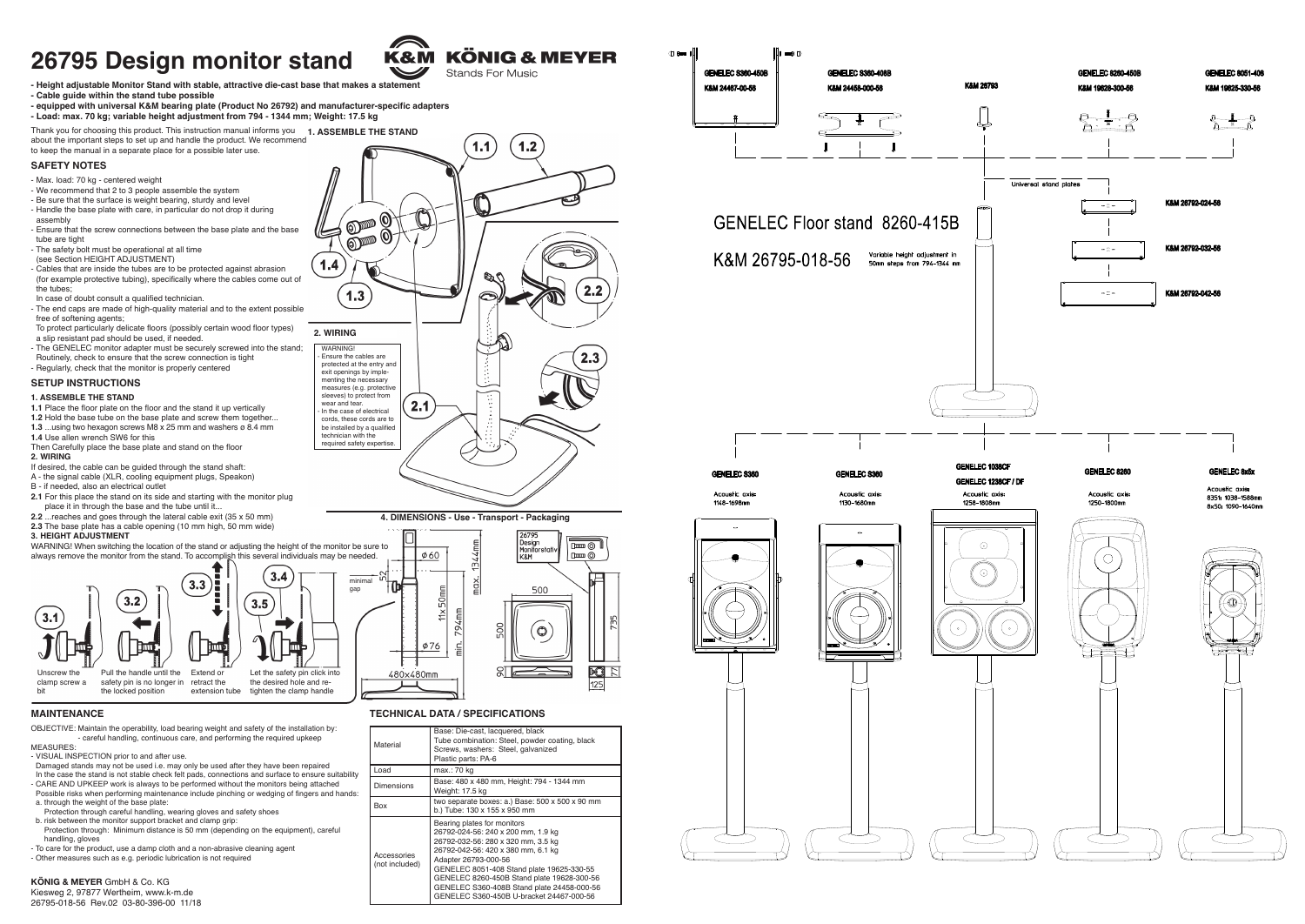# 26795 Design monitor stand

KöNIG & MEYER
Stands For Music

- **Height adjustable Monitor Stand with stable, attractive die-cast base that makes a statement**
- **Cable guide within the stand tube possible**
- **equipped with universal K&M bearing plate (Product No 26792) and manufacturer-specific adapters**
- **Load: max. 70 kg; variable height adjustment from 794 - 1344 mm; Weight: 17.5 kg**

Thank you for choosing this product. This instruction manual informs you about the important steps to set up and handle the product. We recommend to keep the manual in a separate place for a possible later use.

## SAFETY NOTES

- Max. load: 70 kg - centered weight
- We recommend that 2 to 3 people assemble the system
- Be sure that the surface is weight bearing, sturdy and level
- Handle the base plate with care, in particular do not drop it during assembly
- Ensure that the screw connections between the base plate and the base tube are tight
- The safety bolt must be operational at all time (see Section HEIGHT ADJUSTMENT)
- Cables that are inside the tubes are to be protected against abrasion (for example protective tubing), specifically where the cables come out of the tubes;
  In case of doubt consult a qualified technician.
- The end caps are made of high-quality material and to the extent possible free of softening agents;
  To protect particularly delicate floors (possibly certain wood floor types) a slip resistant pad should be used, if needed.
- The GENELEC monitor adapter must be securely screwed into the stand; Routinely, check to ensure that the screw connection is tight
- Regularly, check that the monitor is properly centered

## SETUP INSTRUCTIONS

### 1. ASSEMBLE THE STAND

**1.1** Place the floor plate on the floor and the stand it up vertically
**1.2** Hold the base tube on the base plate and screw them together...
**1.3** ...using two hexagon screws M8 x 25 mm and washers ø 8.4 mm
**1.4** Use allen wrench SW6 for this
Then Carefully place the base plate and stand on the floor

### 2. WIRING

If desired, the cable can be guided through the stand shaft:
A - the signal cable (XLR, cooling equipment plugs, Speakon)
B - if needed, also an electrical outlet
**2.1** For this place the stand on its side and starting with the monitor plug place it in through the base and the tube until it...
**2.2** ...reaches and goes through the lateral cable exit (35 x 50 mm)
**2.3** The base plate has a cable opening (10 mm high, 50 mm wide)

### 3. HEIGHT ADJUSTMENT

WARNING! When switching the location of the stand or adjusting the height of the monitor be sure to always remove the monitor from the stand. To accomplish this several individuals may be needed.

**3.1** Unscrew the clamp screw a bit
**3.2** Pull the handle until the safety pin is no longer in the locked position
**3.3** Extend or retract the extension tube
**3.4** / **3.5** Let the safety pin click into the desired hole and re-tighten the clamp handle

**1. ASSEMBLE THE STAND**

1.1 1.2 1.3 1.4 2.1 2.2 2.3

**2. WIRING**

WARNING!
- Ensure the cables are protected at the entry and exit openings by implementing the necessary measures (e.g. protective sleeves) to protect from wear and tear.
- In the case of electrical cords, these cords are to be installed by a qualified technician with the required safety expertise.

**4. DIMENSIONS - Use - Transport - Packaging**

Ø60
52
minimal gap
max. 1344mm
11x 50mm
min. 794mm
Ø76
480x480mm
26795 Design Monitorstativ K&M
500
500
90
735
77
125

## MAINTENANCE

OBJECTIVE: Maintain the operability, load bearing weight and safety of the installation by:
- careful handling, continuous care, and performing the required upkeep

MEASURES:
- VISUAL INSPECTION prior to and after use.
  Damaged stands may not be used i.e. may only be used after they have been repaired
  In the case the stand is not stable check felt pads, connections and surface to ensure suitability
- CARE AND UPKEEP work is always to be performed without the monitors being attached
  Possible risks when performing maintenance include pinching or wedging of fingers and hands:
  a. through the weight of the base plate:
  Protection through careful handling, wearing gloves and safety shoes
  b. risk between the monitor support bracket and clamp grip:
  Protection through: Minimum distance is 50 mm (depending on the equipment), careful handling, gloves
- To care for the product, use a damp cloth and a non-abrasive cleaning agent
- Other measures such as e.g. periodic lubrication is not required

## TECHNICAL DATA / SPECIFICATIONS

| | |
|---|---|
| Material | Base: Die-cast, lacquered, black<br>Tube combination: Steel, powder coating, black<br>Screws, washers: Steel, galvanized<br>Plastic parts: PA-6 |
| Load | max.: 70 kg |
| Dimensions | Base: 480 x 480 mm, Height: 794 - 1344 mm<br>Weight: 17.5 kg |
| Box | two separate boxes: a.) Base: 500 x 500 x 90 mm<br>b.) Tube: 130 x 155 x 950 mm |
| Accessories (not included) | Bearing plates for monitors<br>26792-024-56: 240 x 200 mm, 1.9 kg<br>26792-032-56: 280 x 320 mm, 3.5 kg<br>26792-042-56: 420 x 380 mm, 6.1 kg<br>Adapter 26793-000-56<br>GENELEC 8051-408 Stand plate 19625-330-55<br>GENELEC 8260-450B Stand plate 19628-300-56<br>GENELEC S360-408B Stand plate 24458-000-56<br>GENELEC S360-450B U-bracket 24467-000-56 |

**KÖNIG & MEYER** GmbH & Co. KG
Kiesweg 2, 97877 Wertheim, www.k-m.de
26795-018-56 Rev.02 03-80-396-00 11/18

GENELEC S360-450B
K&M 24467-00-56

GENELEC S360-408B
K&M 24458-000-56

K&M 26793

GENELEC 8260-450B
K&M 19628-300-56

GENELEC 8051-408
K&M 19625-330-56

Universal stand plates

K&M 26792-024-56

K&M 26792-032-56

K&M 26792-042-56

GENELEC Floor stand 8260-415B

K&M 26795-018-56

Variable height adjustment in 50mm steps from 794–1344 mm

GENELEC S360
Acoustic axis:
1148–1698mm

GENELEC S360
Acoustic axis:
1130–1680mm

GENELEC 1038CF
GENELEC 1238CF / DF
Acoustic axis:
1258–1808mm

GENELEC 8260
Acoustic axis:
1250–1800mm

GENELEC 8x5x
Acoustic axis
835x: 1038–1588mm
8x5x: 1090–1640mm